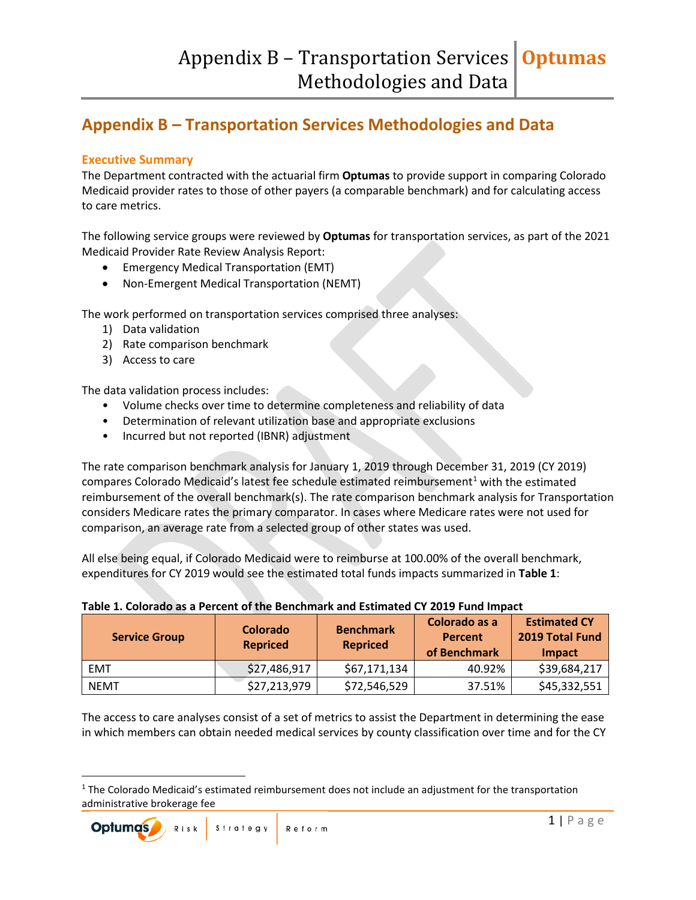# Appendix B – Transportation Services Methodologies and Data

## Executive Summary

The Department contracted with the actuarial firm **Optumas** to provide support in comparing Colorado Medicaid provider rates to those of other payers (a comparable benchmark) and for calculating access to care metrics.

The following service groups were reviewed by **Optumas** for transportation services, as part of the 2021 Medicaid Provider Rate Review Analysis Report:

- Emergency Medical Transportation (EMT)
- Non-Emergent Medical Transportation (NEMT)

The work performed on transportation services comprised three analyses:

1) Data validation
2) Rate comparison benchmark
3) Access to care

The data validation process includes:

- Volume checks over time to determine completeness and reliability of data
- Determination of relevant utilization base and appropriate exclusions
- Incurred but not reported (IBNR) adjustment

The rate comparison benchmark analysis for January 1, 2019 through December 31, 2019 (CY 2019) compares Colorado Medicaid's latest fee schedule estimated reimbursement[1] with the estimated reimbursement of the overall benchmark(s). The rate comparison benchmark analysis for Transportation considers Medicare rates the primary comparator. In cases where Medicare rates were not used for comparison, an average rate from a selected group of other states was used.

All else being equal, if Colorado Medicaid were to reimburse at 100.00% of the overall benchmark, expenditures for CY 2019 would see the estimated total funds impacts summarized in **Table 1**:

**Table 1. Colorado as a Percent of the Benchmark and Estimated CY 2019 Fund Impact**

| Service Group | Colorado Repriced | Benchmark Repriced | Colorado as a Percent of Benchmark | Estimated CY 2019 Total Fund Impact |
|---|---|---|---|---|
| EMT | $27,486,917 | $67,171,134 | 40.92% | $39,684,217 |
| NEMT | $27,213,979 | $72,546,529 | 37.51% | $45,332,551 |

The access to care analyses consist of a set of metrics to assist the Department in determining the ease in which members can obtain needed medical services by county classification over time and for the CY

[1] The Colorado Medicaid's estimated reimbursement does not include an adjustment for the transportation administrative brokerage fee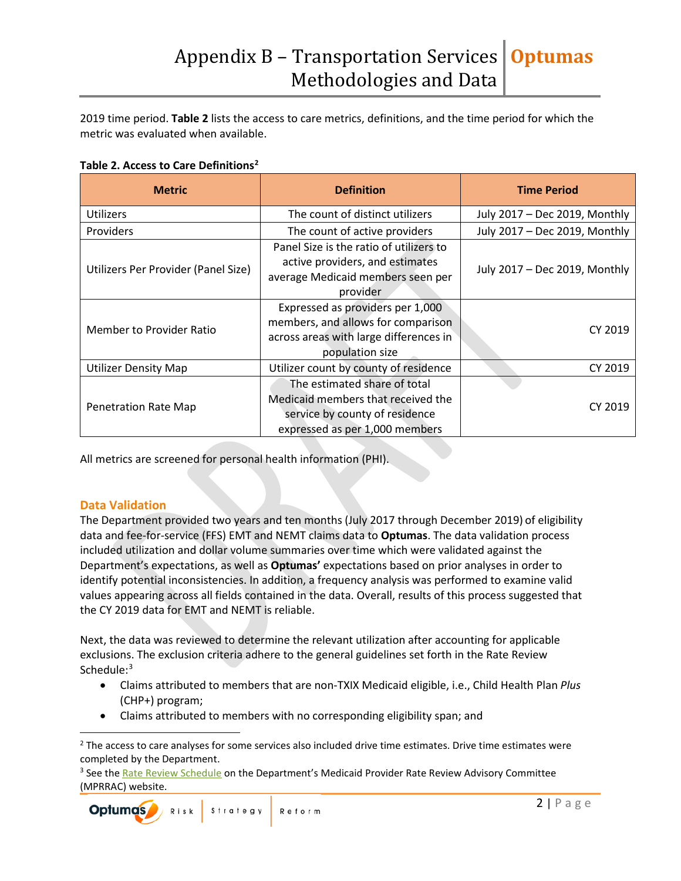2019 time period. **Table 2** lists the access to care metrics, definitions, and the time period for which the metric was evaluated when available.

**Table 2. Access to Care Definitions**[2]

| Metric | Definition | Time Period |
|---|---|---|
| Utilizers | The count of distinct utilizers | July 2017 – Dec 2019, Monthly |
| Providers | The count of active providers | July 2017 – Dec 2019, Monthly |
| Utilizers Per Provider (Panel Size) | Panel Size is the ratio of utilizers to active providers, and estimates average Medicaid members seen per provider | July 2017 – Dec 2019, Monthly |
| Member to Provider Ratio | Expressed as providers per 1,000 members, and allows for comparison across areas with large differences in population size | CY 2019 |
| Utilizer Density Map | Utilizer count by county of residence | CY 2019 |
| Penetration Rate Map | The estimated share of total Medicaid members that received the service by county of residence expressed as per 1,000 members | CY 2019 |

All metrics are screened for personal health information (PHI).

## Data Validation

The Department provided two years and ten months (July 2017 through December 2019) of eligibility data and fee-for-service (FFS) EMT and NEMT claims data to **Optumas**. The data validation process included utilization and dollar volume summaries over time which were validated against the Department's expectations, as well as **Optumas'** expectations based on prior analyses in order to identify potential inconsistencies. In addition, a frequency analysis was performed to examine valid values appearing across all fields contained in the data. Overall, results of this process suggested that the CY 2019 data for EMT and NEMT is reliable.

Next, the data was reviewed to determine the relevant utilization after accounting for applicable exclusions. The exclusion criteria adhere to the general guidelines set forth in the Rate Review Schedule:[3]

- Claims attributed to members that are non-TXIX Medicaid eligible, i.e., Child Health Plan *Plus* (CHP+) program;
- Claims attributed to members with no corresponding eligibility span; and

[2] The access to care analyses for some services also included drive time estimates. Drive time estimates were completed by the Department.

[3] See the Rate Review Schedule on the Department's Medicaid Provider Rate Review Advisory Committee (MPRRAC) website.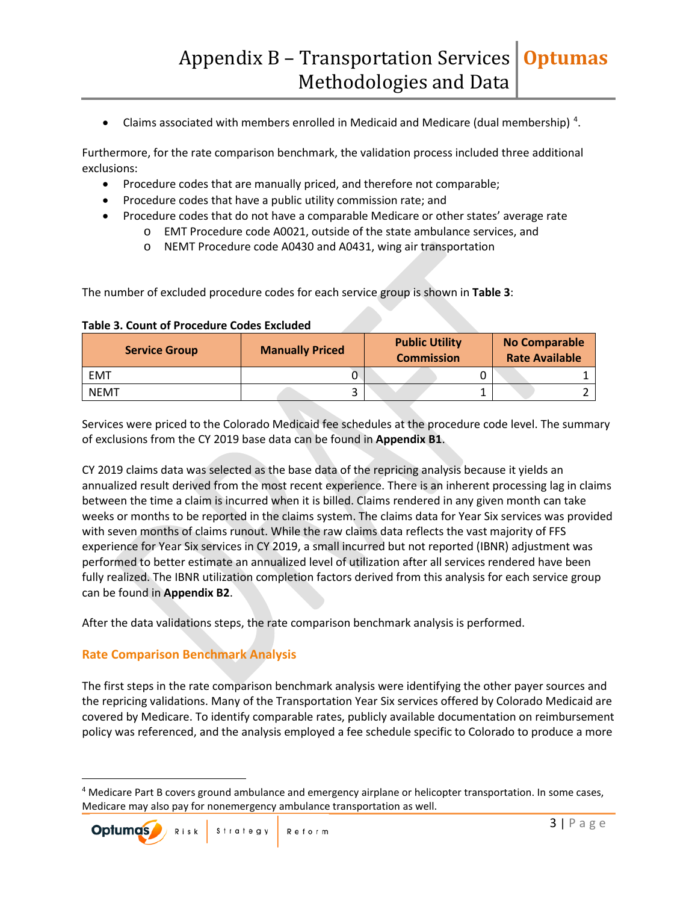- Claims associated with members enrolled in Medicaid and Medicare (dual membership) [4].

Furthermore, for the rate comparison benchmark, the validation process included three additional exclusions:

- Procedure codes that are manually priced, and therefore not comparable;
- Procedure codes that have a public utility commission rate; and
- Procedure codes that do not have a comparable Medicare or other states' average rate
  - EMT Procedure code A0021, outside of the state ambulance services, and
  - NEMT Procedure code A0430 and A0431, wing air transportation

The number of excluded procedure codes for each service group is shown in **Table 3**:

**Table 3. Count of Procedure Codes Excluded**

| Service Group | Manually Priced | Public Utility Commission | No Comparable Rate Available |
|---|---|---|---|
| EMT | 0 | 0 | 1 |
| NEMT | 3 | 1 | 2 |

Services were priced to the Colorado Medicaid fee schedules at the procedure code level. The summary of exclusions from the CY 2019 base data can be found in **Appendix B1**.

CY 2019 claims data was selected as the base data of the repricing analysis because it yields an annualized result derived from the most recent experience. There is an inherent processing lag in claims between the time a claim is incurred when it is billed. Claims rendered in any given month can take weeks or months to be reported in the claims system. The claims data for Year Six services was provided with seven months of claims runout. While the raw claims data reflects the vast majority of FFS experience for Year Six services in CY 2019, a small incurred but not reported (IBNR) adjustment was performed to better estimate an annualized level of utilization after all services rendered have been fully realized. The IBNR utilization completion factors derived from this analysis for each service group can be found in **Appendix B2**.

After the data validations steps, the rate comparison benchmark analysis is performed.

## Rate Comparison Benchmark Analysis

The first steps in the rate comparison benchmark analysis were identifying the other payer sources and the repricing validations. Many of the Transportation Year Six services offered by Colorado Medicaid are covered by Medicare. To identify comparable rates, publicly available documentation on reimbursement policy was referenced, and the analysis employed a fee schedule specific to Colorado to produce a more

[4] Medicare Part B covers ground ambulance and emergency airplane or helicopter transportation. In some cases, Medicare may also pay for nonemergency ambulance transportation as well.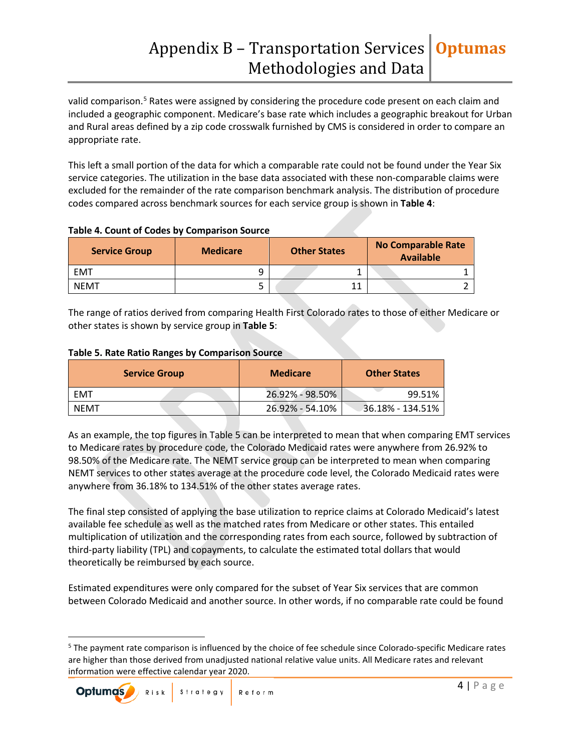valid comparison.[5] Rates were assigned by considering the procedure code present on each claim and included a geographic component. Medicare's base rate which includes a geographic breakout for Urban and Rural areas defined by a zip code crosswalk furnished by CMS is considered in order to compare an appropriate rate.

This left a small portion of the data for which a comparable rate could not be found under the Year Six service categories. The utilization in the base data associated with these non-comparable claims were excluded for the remainder of the rate comparison benchmark analysis. The distribution of procedure codes compared across benchmark sources for each service group is shown in **Table 4**:

**Table 4. Count of Codes by Comparison Source**

| Service Group | Medicare | Other States | No Comparable Rate Available |
|---|---|---|---|
| EMT | 9 | 1 | 1 |
| NEMT | 5 | 11 | 2 |

The range of ratios derived from comparing Health First Colorado rates to those of either Medicare or other states is shown by service group in **Table 5**:

**Table 5. Rate Ratio Ranges by Comparison Source**

| Service Group | Medicare | Other States |
|---|---|---|
| EMT | 26.92% - 98.50% | 99.51% |
| NEMT | 26.92% - 54.10% | 36.18% - 134.51% |

As an example, the top figures in Table 5 can be interpreted to mean that when comparing EMT services to Medicare rates by procedure code, the Colorado Medicaid rates were anywhere from 26.92% to 98.50% of the Medicare rate. The NEMT service group can be interpreted to mean when comparing NEMT services to other states average at the procedure code level, the Colorado Medicaid rates were anywhere from 36.18% to 134.51% of the other states average rates.

The final step consisted of applying the base utilization to reprice claims at Colorado Medicaid's latest available fee schedule as well as the matched rates from Medicare or other states. This entailed multiplication of utilization and the corresponding rates from each source, followed by subtraction of third-party liability (TPL) and copayments, to calculate the estimated total dollars that would theoretically be reimbursed by each source.

Estimated expenditures were only compared for the subset of Year Six services that are common between Colorado Medicaid and another source. In other words, if no comparable rate could be found

[5] The payment rate comparison is influenced by the choice of fee schedule since Colorado-specific Medicare rates are higher than those derived from unadjusted national relative value units. All Medicare rates and relevant information were effective calendar year 2020.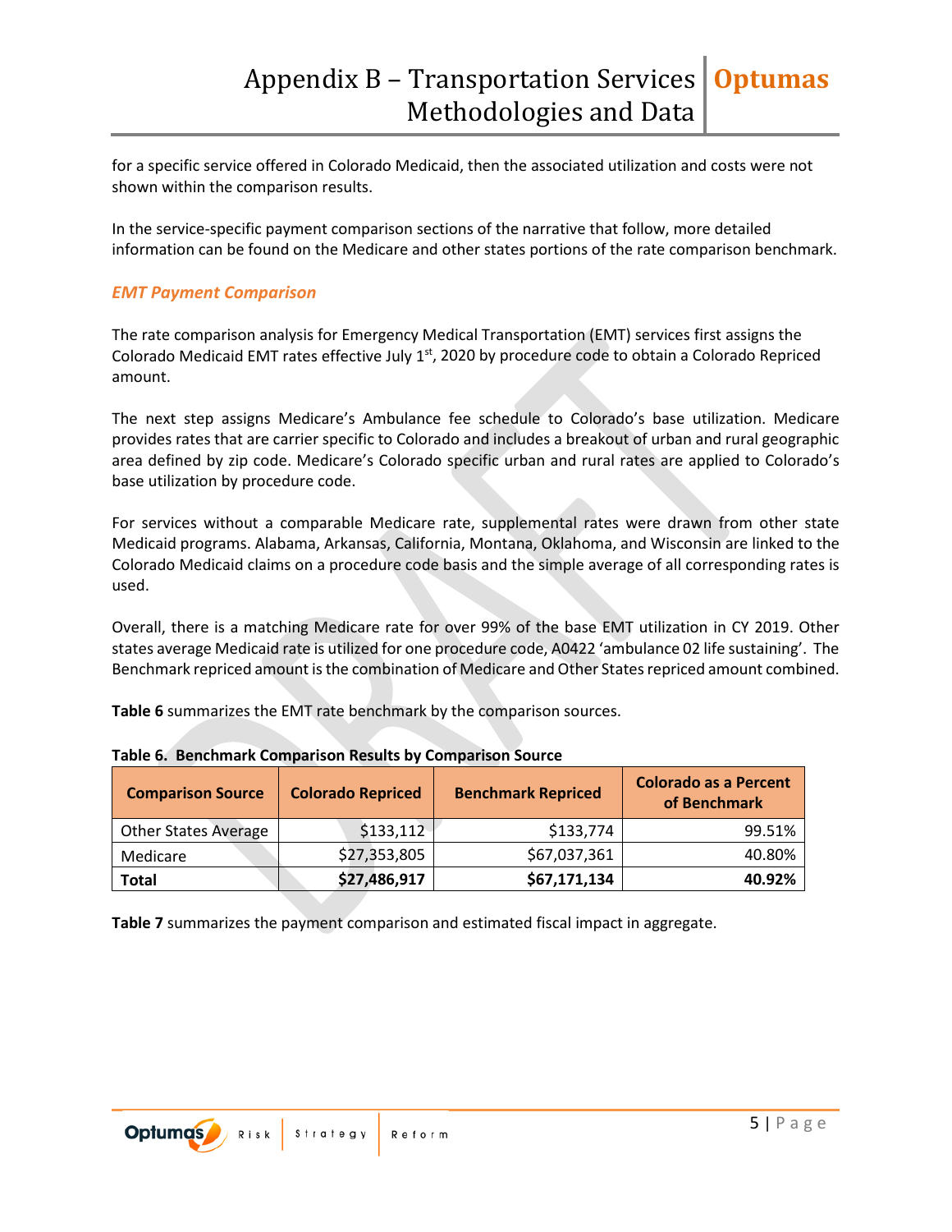for a specific service offered in Colorado Medicaid, then the associated utilization and costs were not shown within the comparison results.

In the service-specific payment comparison sections of the narrative that follow, more detailed information can be found on the Medicare and other states portions of the rate comparison benchmark.

### *EMT Payment Comparison*

The rate comparison analysis for Emergency Medical Transportation (EMT) services first assigns the Colorado Medicaid EMT rates effective July 1st, 2020 by procedure code to obtain a Colorado Repriced amount.

The next step assigns Medicare's Ambulance fee schedule to Colorado's base utilization. Medicare provides rates that are carrier specific to Colorado and includes a breakout of urban and rural geographic area defined by zip code. Medicare's Colorado specific urban and rural rates are applied to Colorado's base utilization by procedure code.

For services without a comparable Medicare rate, supplemental rates were drawn from other state Medicaid programs. Alabama, Arkansas, California, Montana, Oklahoma, and Wisconsin are linked to the Colorado Medicaid claims on a procedure code basis and the simple average of all corresponding rates is used.

Overall, there is a matching Medicare rate for over 99% of the base EMT utilization in CY 2019. Other states average Medicaid rate is utilized for one procedure code, A0422 'ambulance 02 life sustaining'. The Benchmark repriced amount is the combination of Medicare and Other States repriced amount combined.

**Table 6** summarizes the EMT rate benchmark by the comparison sources.

**Table 6. Benchmark Comparison Results by Comparison Source**

| Comparison Source | Colorado Repriced | Benchmark Repriced | Colorado as a Percent of Benchmark |
|---|---:|---:|---:|
| Other States Average | $133,112 | $133,774 | 99.51% |
| Medicare | $27,353,805 | $67,037,361 | 40.80% |
| **Total** | **$27,486,917** | **$67,171,134** | **40.92%** |

**Table 7** summarizes the payment comparison and estimated fiscal impact in aggregate.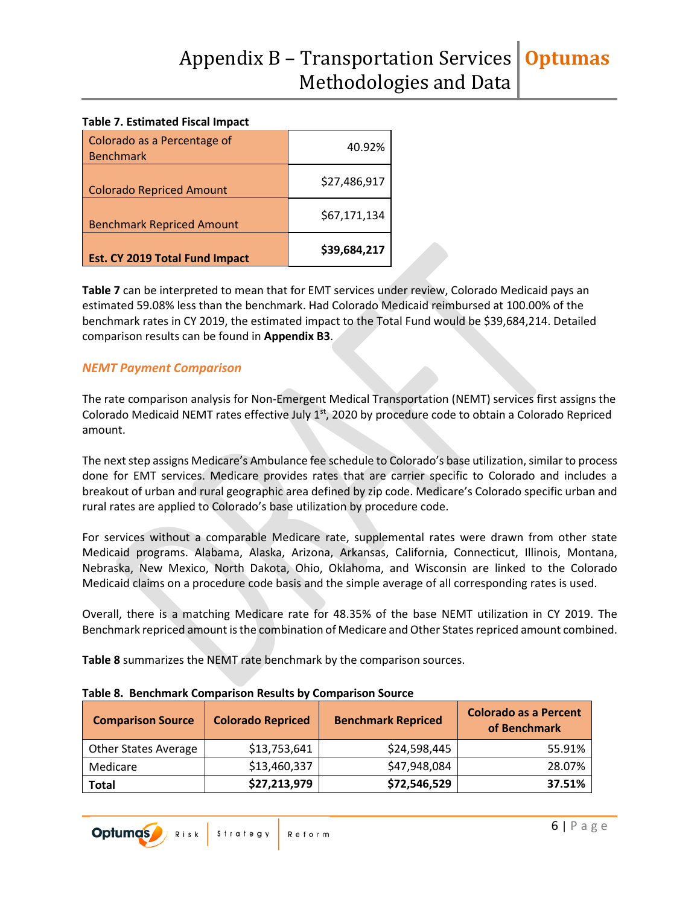**Table 7. Estimated Fiscal Impact**

| | |
|---|---|
| Colorado as a Percentage of Benchmark | 40.92% |
| Colorado Repriced Amount | $27,486,917 |
| Benchmark Repriced Amount | $67,171,134 |
| **Est. CY 2019 Total Fund Impact** | **$39,684,217** |

**Table 7** can be interpreted to mean that for EMT services under review, Colorado Medicaid pays an estimated 59.08% less than the benchmark. Had Colorado Medicaid reimbursed at 100.00% of the benchmark rates in CY 2019, the estimated impact to the Total Fund would be $39,684,214. Detailed comparison results can be found in **Appendix B3**.

### *NEMT Payment Comparison*

The rate comparison analysis for Non-Emergent Medical Transportation (NEMT) services first assigns the Colorado Medicaid NEMT rates effective July 1st, 2020 by procedure code to obtain a Colorado Repriced amount.

The next step assigns Medicare's Ambulance fee schedule to Colorado's base utilization, similar to process done for EMT services. Medicare provides rates that are carrier specific to Colorado and includes a breakout of urban and rural geographic area defined by zip code. Medicare's Colorado specific urban and rural rates are applied to Colorado's base utilization by procedure code.

For services without a comparable Medicare rate, supplemental rates were drawn from other state Medicaid programs. Alabama, Alaska, Arizona, Arkansas, California, Connecticut, Illinois, Montana, Nebraska, New Mexico, North Dakota, Ohio, Oklahoma, and Wisconsin are linked to the Colorado Medicaid claims on a procedure code basis and the simple average of all corresponding rates is used.

Overall, there is a matching Medicare rate for 48.35% of the base NEMT utilization in CY 2019. The Benchmark repriced amount is the combination of Medicare and Other States repriced amount combined.

**Table 8** summarizes the NEMT rate benchmark by the comparison sources.

**Table 8. Benchmark Comparison Results by Comparison Source**

| Comparison Source | Colorado Repriced | Benchmark Repriced | Colorado as a Percent of Benchmark |
|---|---|---|---|
| Other States Average | $13,753,641 | $24,598,445 | 55.91% |
| Medicare | $13,460,337 | $47,948,084 | 28.07% |
| **Total** | **$27,213,979** | **$72,546,529** | **37.51%** |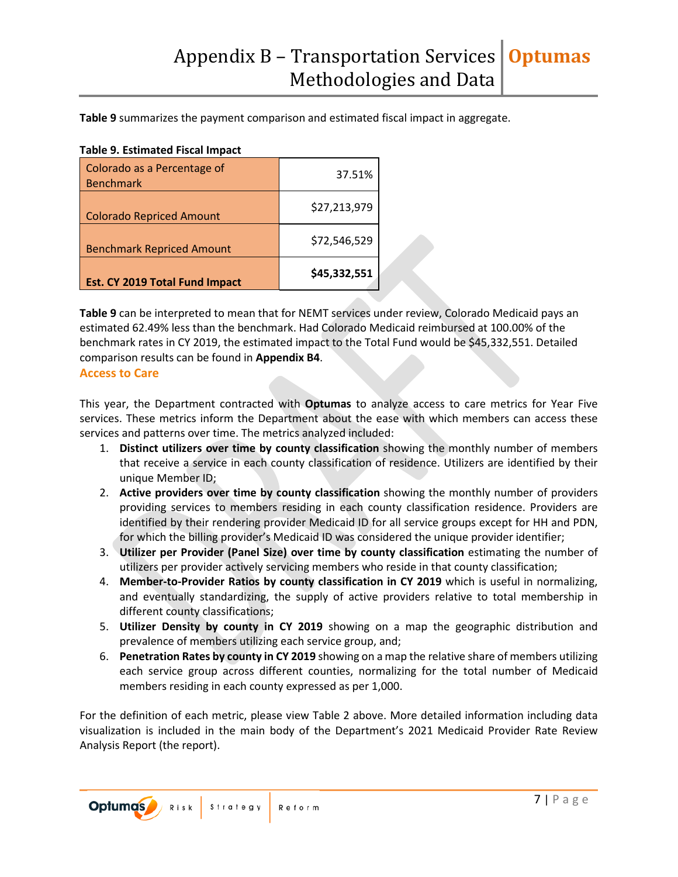**Table 9** summarizes the payment comparison and estimated fiscal impact in aggregate.

**Table 9. Estimated Fiscal Impact**

| | |
|---|---|
| Colorado as a Percentage of Benchmark | 37.51% |
| Colorado Repriced Amount | $27,213,979 |
| Benchmark Repriced Amount | $72,546,529 |
| **Est. CY 2019 Total Fund Impact** | **$45,332,551** |

**Table 9** can be interpreted to mean that for NEMT services under review, Colorado Medicaid pays an estimated 62.49% less than the benchmark. Had Colorado Medicaid reimbursed at 100.00% of the benchmark rates in CY 2019, the estimated impact to the Total Fund would be $45,332,551. Detailed comparison results can be found in **Appendix B4**.

## Access to Care

This year, the Department contracted with **Optumas** to analyze access to care metrics for Year Five services. These metrics inform the Department about the ease with which members can access these services and patterns over time. The metrics analyzed included:

1. **Distinct utilizers over time by county classification** showing the monthly number of members that receive a service in each county classification of residence. Utilizers are identified by their unique Member ID;
2. **Active providers over time by county classification** showing the monthly number of providers providing services to members residing in each county classification residence. Providers are identified by their rendering provider Medicaid ID for all service groups except for HH and PDN, for which the billing provider's Medicaid ID was considered the unique provider identifier;
3. **Utilizer per Provider (Panel Size) over time by county classification** estimating the number of utilizers per provider actively servicing members who reside in that county classification;
4. **Member-to-Provider Ratios by county classification in CY 2019** which is useful in normalizing, and eventually standardizing, the supply of active providers relative to total membership in different county classifications;
5. **Utilizer Density by county in CY 2019** showing on a map the geographic distribution and prevalence of members utilizing each service group, and;
6. **Penetration Rates by county in CY 2019** showing on a map the relative share of members utilizing each service group across different counties, normalizing for the total number of Medicaid members residing in each county expressed as per 1,000.

For the definition of each metric, please view Table 2 above. More detailed information including data visualization is included in the main body of the Department's 2021 Medicaid Provider Rate Review Analysis Report (the report).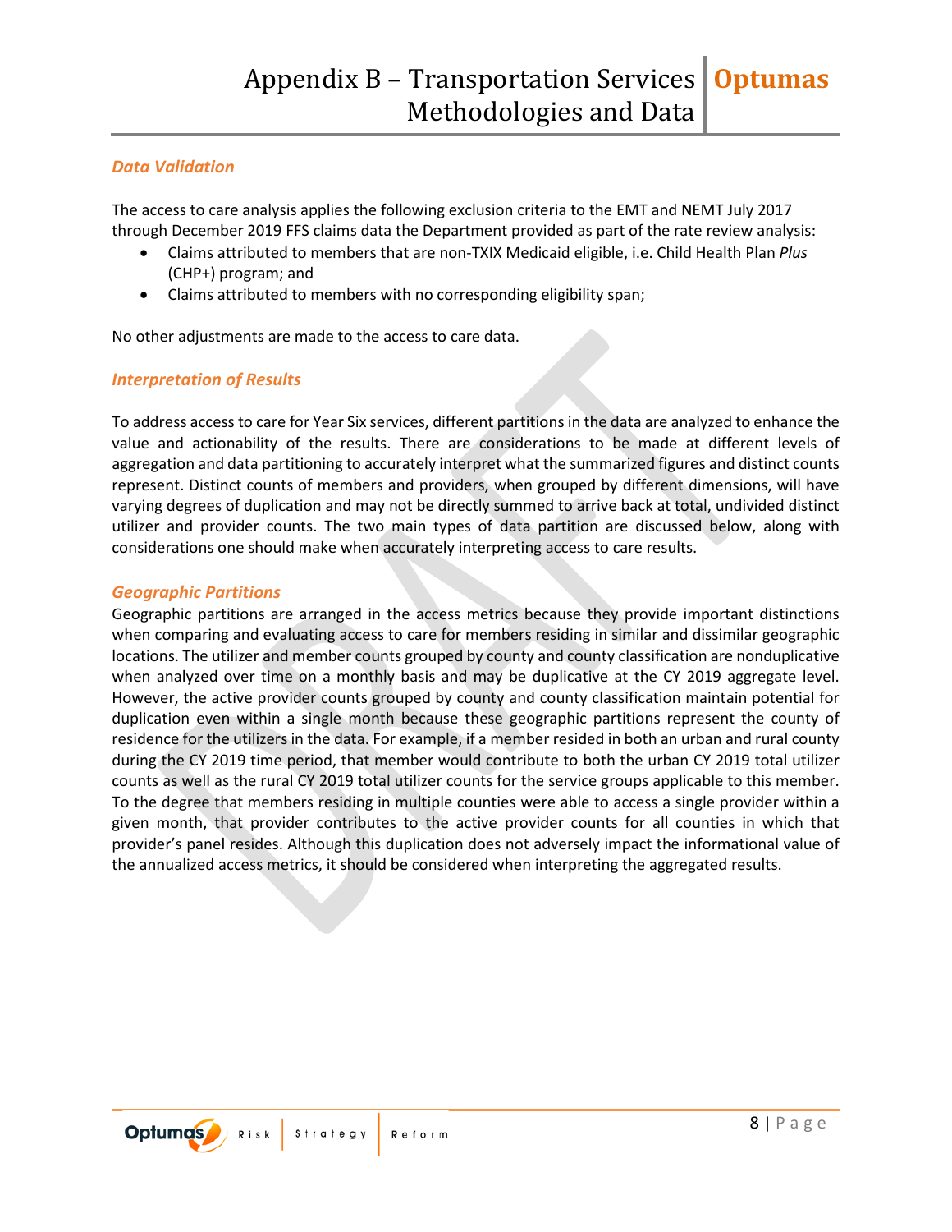### *Data Validation*

The access to care analysis applies the following exclusion criteria to the EMT and NEMT July 2017 through December 2019 FFS claims data the Department provided as part of the rate review analysis:

- Claims attributed to members that are non-TXIX Medicaid eligible, i.e. Child Health Plan *Plus* (CHP+) program; and
- Claims attributed to members with no corresponding eligibility span;

No other adjustments are made to the access to care data.

### *Interpretation of Results*

To address access to care for Year Six services, different partitions in the data are analyzed to enhance the value and actionability of the results. There are considerations to be made at different levels of aggregation and data partitioning to accurately interpret what the summarized figures and distinct counts represent. Distinct counts of members and providers, when grouped by different dimensions, will have varying degrees of duplication and may not be directly summed to arrive back at total, undivided distinct utilizer and provider counts. The two main types of data partition are discussed below, along with considerations one should make when accurately interpreting access to care results.

### *Geographic Partitions*

Geographic partitions are arranged in the access metrics because they provide important distinctions when comparing and evaluating access to care for members residing in similar and dissimilar geographic locations. The utilizer and member counts grouped by county and county classification are nonduplicative when analyzed over time on a monthly basis and may be duplicative at the CY 2019 aggregate level. However, the active provider counts grouped by county and county classification maintain potential for duplication even within a single month because these geographic partitions represent the county of residence for the utilizers in the data. For example, if a member resided in both an urban and rural county during the CY 2019 time period, that member would contribute to both the urban CY 2019 total utilizer counts as well as the rural CY 2019 total utilizer counts for the service groups applicable to this member. To the degree that members residing in multiple counties were able to access a single provider within a given month, that provider contributes to the active provider counts for all counties in which that provider's panel resides. Although this duplication does not adversely impact the informational value of the annualized access metrics, it should be considered when interpreting the aggregated results.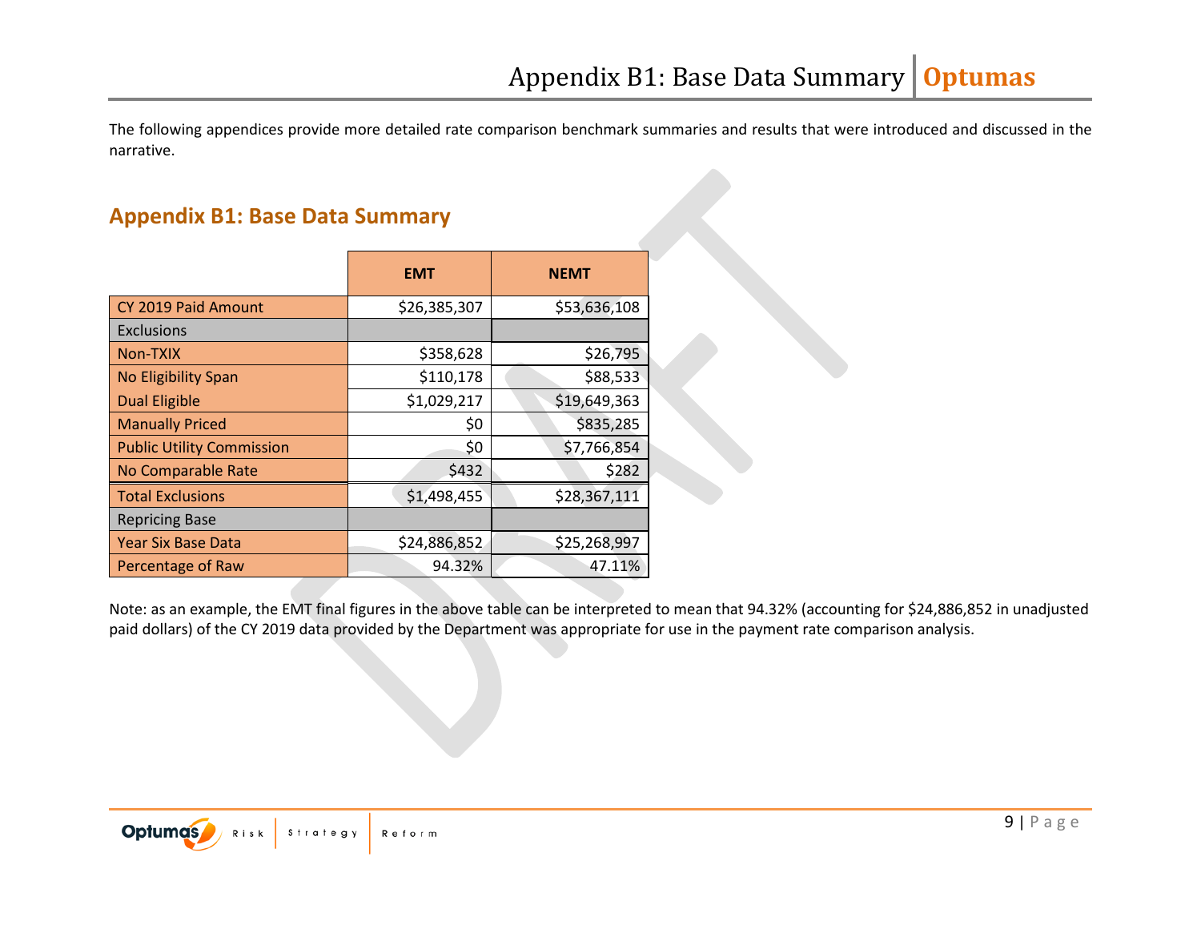The following appendices provide more detailed rate comparison benchmark summaries and results that were introduced and discussed in the narrative.

## Appendix B1: Base Data Summary

| | EMT | NEMT |
|---|---|---|
| CY 2019 Paid Amount | $26,385,307 | $53,636,108 |
| Exclusions | | |
| Non-TXIX | $358,628 | $26,795 |
| No Eligibility Span | $110,178 | $88,533 |
| Dual Eligible | $1,029,217 | $19,649,363 |
| Manually Priced | $0 | $835,285 |
| Public Utility Commission | $0 | $7,766,854 |
| No Comparable Rate | $432 | $282 |
| Total Exclusions | $1,498,455 | $28,367,111 |
| Repricing Base | | |
| Year Six Base Data | $24,886,852 | $25,268,997 |
| Percentage of Raw | 94.32% | 47.11% |

Note: as an example, the EMT final figures in the above table can be interpreted to mean that 94.32% (accounting for $24,886,852 in unadjusted paid dollars) of the CY 2019 data provided by the Department was appropriate for use in the payment rate comparison analysis.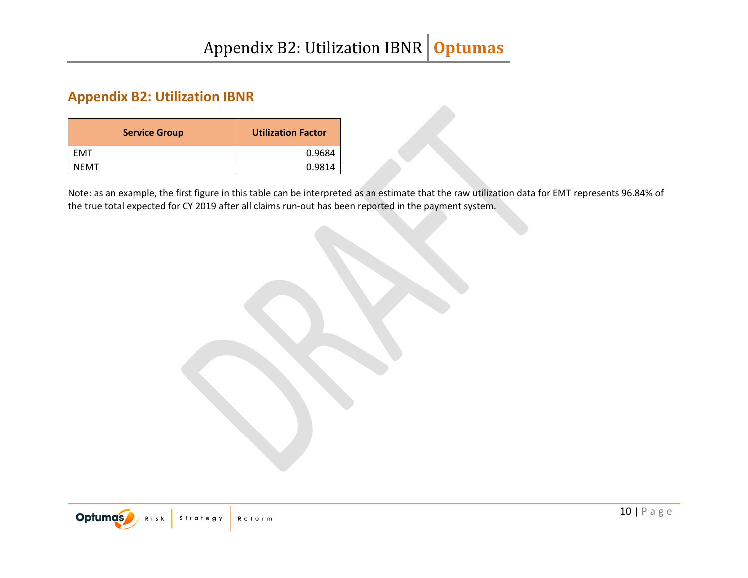## Appendix B2: Utilization IBNR

| Service Group | Utilization Factor |
|---|---|
| EMT | 0.9684 |
| NEMT | 0.9814 |

Note: as an example, the first figure in this table can be interpreted as an estimate that the raw utilization data for EMT represents 96.84% of the true total expected for CY 2019 after all claims run-out has been reported in the payment system.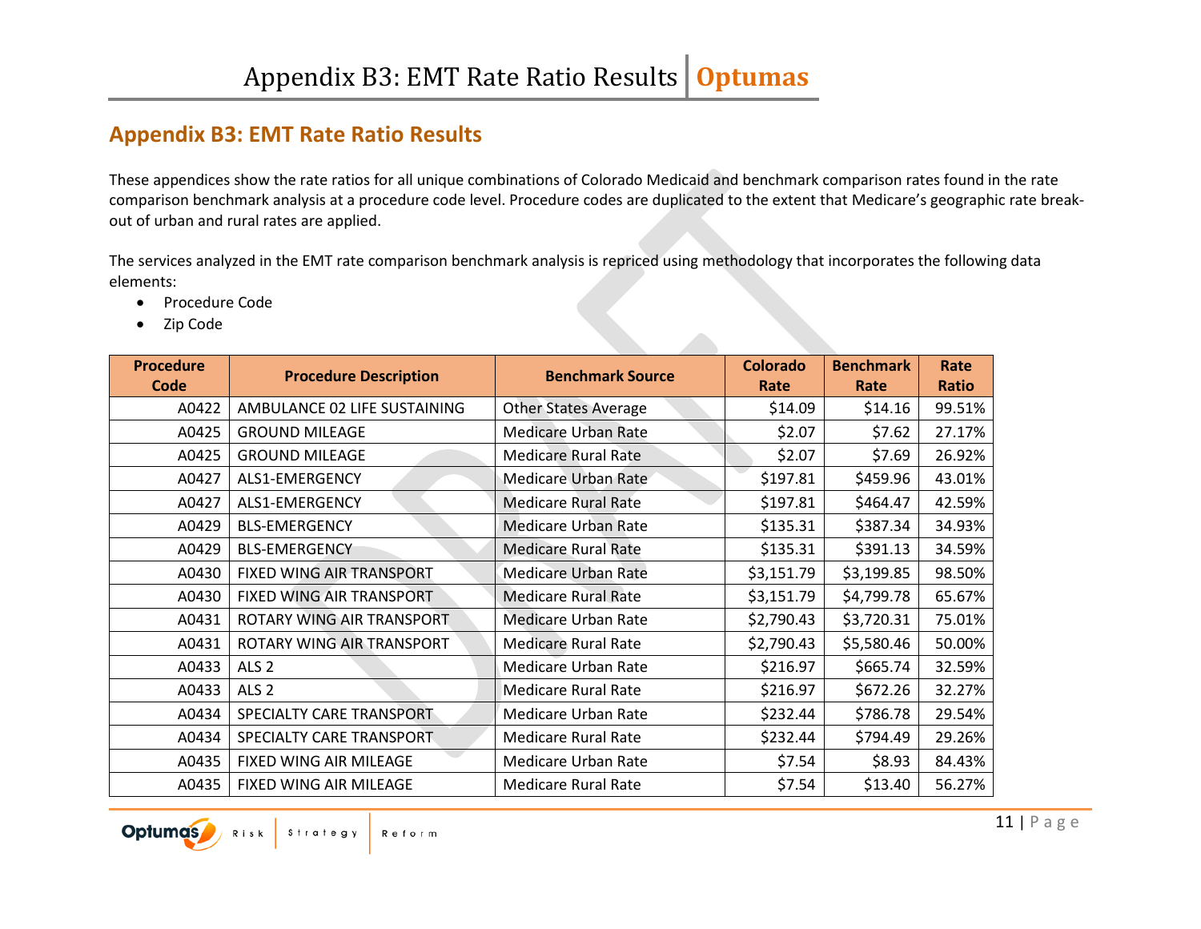## Appendix B3: EMT Rate Ratio Results

These appendices show the rate ratios for all unique combinations of Colorado Medicaid and benchmark comparison rates found in the rate comparison benchmark analysis at a procedure code level. Procedure codes are duplicated to the extent that Medicare's geographic rate break-out of urban and rural rates are applied.

The services analyzed in the EMT rate comparison benchmark analysis is repriced using methodology that incorporates the following data elements:

- Procedure Code
- Zip Code

| Procedure Code | Procedure Description | Benchmark Source | Colorado Rate | Benchmark Rate | Rate Ratio |
|---|---|---|---|---|---|
| A0422 | AMBULANCE 02 LIFE SUSTAINING | Other States Average | $14.09 | $14.16 | 99.51% |
| A0425 | GROUND MILEAGE | Medicare Urban Rate | $2.07 | $7.62 | 27.17% |
| A0425 | GROUND MILEAGE | Medicare Rural Rate | $2.07 | $7.69 | 26.92% |
| A0427 | ALS1-EMERGENCY | Medicare Urban Rate | $197.81 | $459.96 | 43.01% |
| A0427 | ALS1-EMERGENCY | Medicare Rural Rate | $197.81 | $464.47 | 42.59% |
| A0429 | BLS-EMERGENCY | Medicare Urban Rate | $135.31 | $387.34 | 34.93% |
| A0429 | BLS-EMERGENCY | Medicare Rural Rate | $135.31 | $391.13 | 34.59% |
| A0430 | FIXED WING AIR TRANSPORT | Medicare Urban Rate | $3,151.79 | $3,199.85 | 98.50% |
| A0430 | FIXED WING AIR TRANSPORT | Medicare Rural Rate | $3,151.79 | $4,799.78 | 65.67% |
| A0431 | ROTARY WING AIR TRANSPORT | Medicare Urban Rate | $2,790.43 | $3,720.31 | 75.01% |
| A0431 | ROTARY WING AIR TRANSPORT | Medicare Rural Rate | $2,790.43 | $5,580.46 | 50.00% |
| A0433 | ALS 2 | Medicare Urban Rate | $216.97 | $665.74 | 32.59% |
| A0433 | ALS 2 | Medicare Rural Rate | $216.97 | $672.26 | 32.27% |
| A0434 | SPECIALTY CARE TRANSPORT | Medicare Urban Rate | $232.44 | $786.78 | 29.54% |
| A0434 | SPECIALTY CARE TRANSPORT | Medicare Rural Rate | $232.44 | $794.49 | 29.26% |
| A0435 | FIXED WING AIR MILEAGE | Medicare Urban Rate | $7.54 | $8.93 | 84.43% |
| A0435 | FIXED WING AIR MILEAGE | Medicare Rural Rate | $7.54 | $13.40 | 56.27% |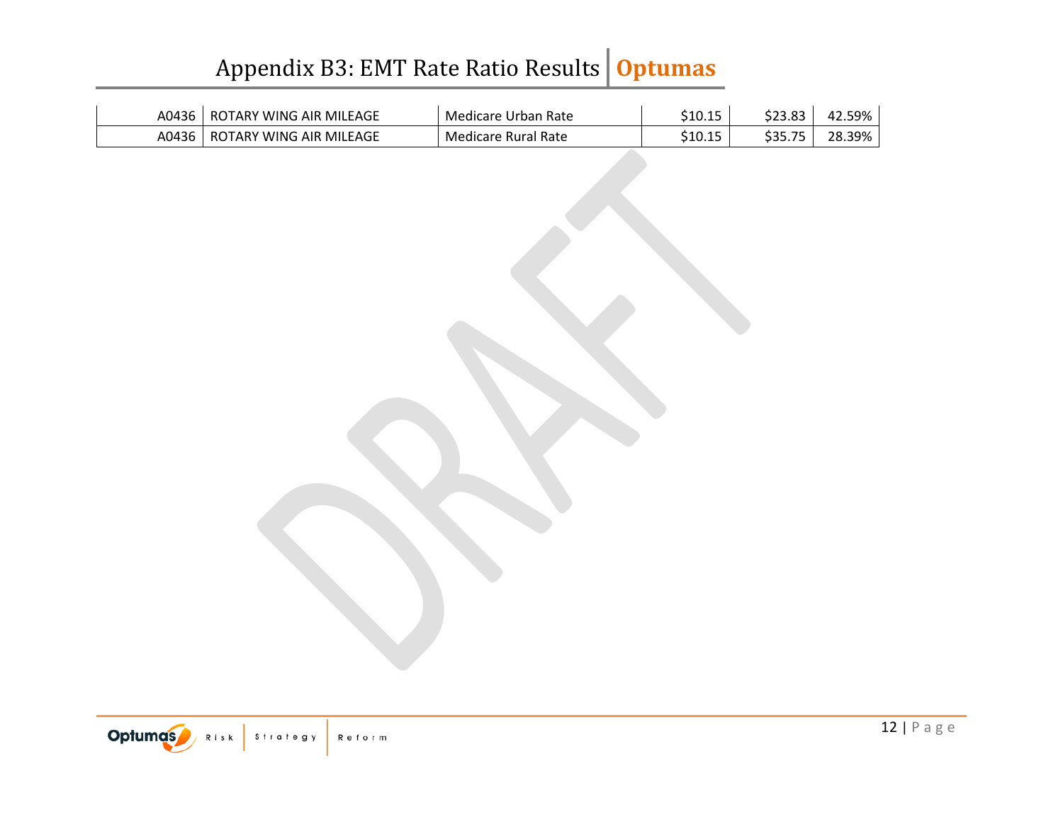| | | | | | |
|---|---|---|---|---|---|
| A0436 | ROTARY WING AIR MILEAGE | Medicare Urban Rate | $10.15 | $23.83 | 42.59% |
| A0436 | ROTARY WING AIR MILEAGE | Medicare Rural Rate | $10.15 | $35.75 | 28.39% |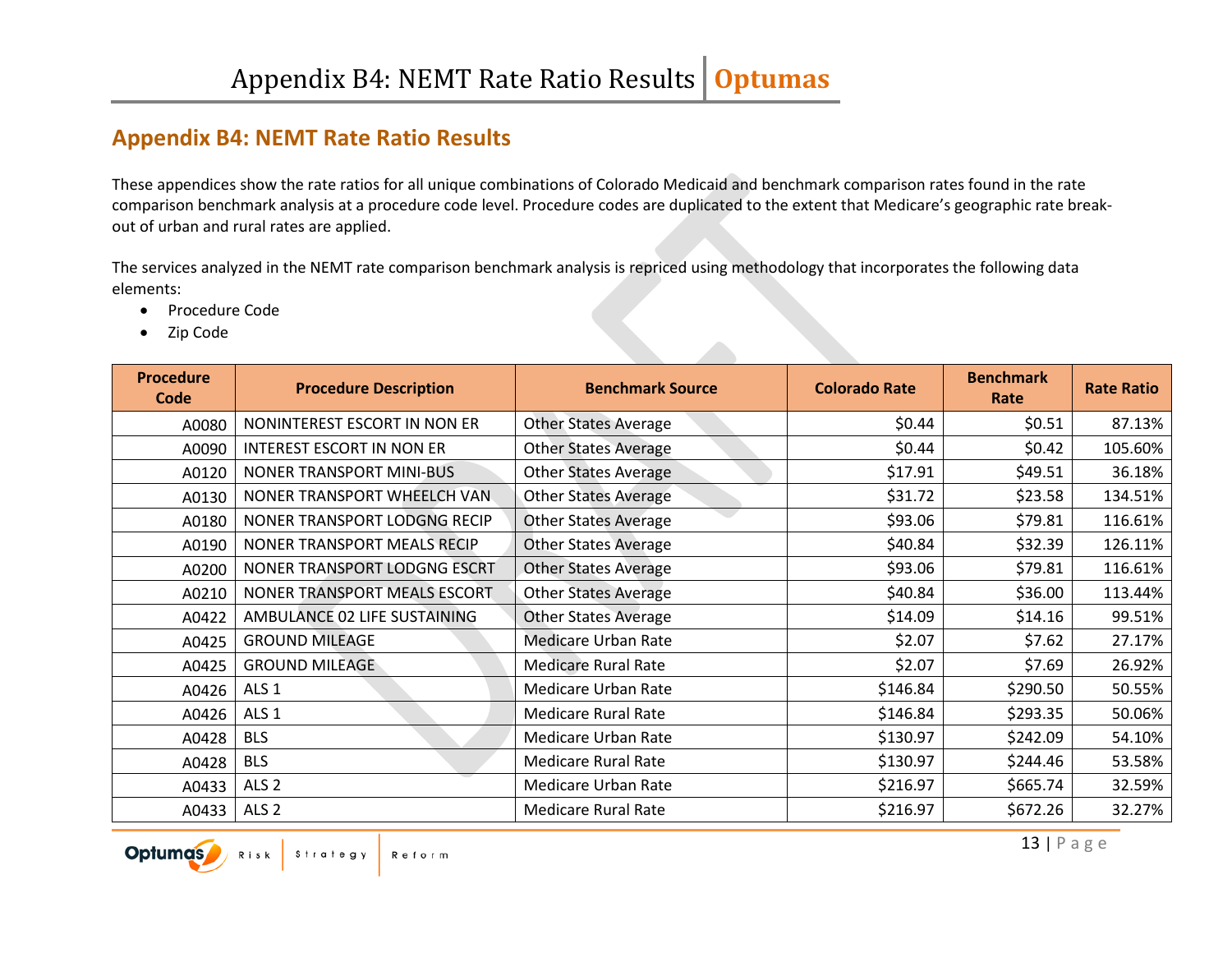## Appendix B4: NEMT Rate Ratio Results

These appendices show the rate ratios for all unique combinations of Colorado Medicaid and benchmark comparison rates found in the rate comparison benchmark analysis at a procedure code level. Procedure codes are duplicated to the extent that Medicare's geographic rate break-out of urban and rural rates are applied.

The services analyzed in the NEMT rate comparison benchmark analysis is repriced using methodology that incorporates the following data elements:

- Procedure Code
- Zip Code

| Procedure Code | Procedure Description | Benchmark Source | Colorado Rate | Benchmark Rate | Rate Ratio |
|---|---|---|---|---|---|
| A0080 | NONINTEREST ESCORT IN NON ER | Other States Average | $0.44 | $0.51 | 87.13% |
| A0090 | INTEREST ESCORT IN NON ER | Other States Average | $0.44 | $0.42 | 105.60% |
| A0120 | NONER TRANSPORT MINI-BUS | Other States Average | $17.91 | $49.51 | 36.18% |
| A0130 | NONER TRANSPORT WHEELCH VAN | Other States Average | $31.72 | $23.58 | 134.51% |
| A0180 | NONER TRANSPORT LODGNG RECIP | Other States Average | $93.06 | $79.81 | 116.61% |
| A0190 | NONER TRANSPORT MEALS RECIP | Other States Average | $40.84 | $32.39 | 126.11% |
| A0200 | NONER TRANSPORT LODGNG ESCRT | Other States Average | $93.06 | $79.81 | 116.61% |
| A0210 | NONER TRANSPORT MEALS ESCORT | Other States Average | $40.84 | $36.00 | 113.44% |
| A0422 | AMBULANCE 02 LIFE SUSTAINING | Other States Average | $14.09 | $14.16 | 99.51% |
| A0425 | GROUND MILEAGE | Medicare Urban Rate | $2.07 | $7.62 | 27.17% |
| A0425 | GROUND MILEAGE | Medicare Rural Rate | $2.07 | $7.69 | 26.92% |
| A0426 | ALS 1 | Medicare Urban Rate | $146.84 | $290.50 | 50.55% |
| A0426 | ALS 1 | Medicare Rural Rate | $146.84 | $293.35 | 50.06% |
| A0428 | BLS | Medicare Urban Rate | $130.97 | $242.09 | 54.10% |
| A0428 | BLS | Medicare Rural Rate | $130.97 | $244.46 | 53.58% |
| A0433 | ALS 2 | Medicare Urban Rate | $216.97 | $665.74 | 32.59% |
| A0433 | ALS 2 | Medicare Rural Rate | $216.97 | $672.26 | 32.27% |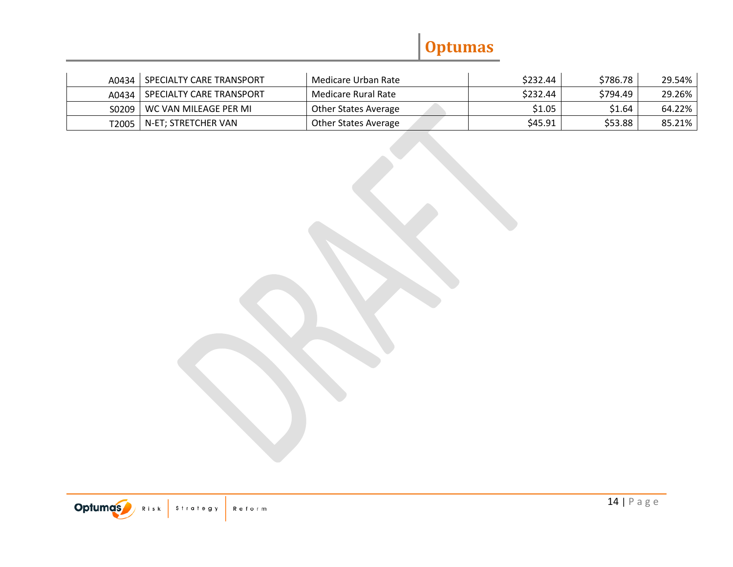| | | | | | |
|---|---|---|---|---|---|
| A0434 | SPECIALTY CARE TRANSPORT | Medicare Urban Rate | $232.44 | $786.78 | 29.54% |
| A0434 | SPECIALTY CARE TRANSPORT | Medicare Rural Rate | $232.44 | $794.49 | 29.26% |
| S0209 | WC VAN MILEAGE PER MI | Other States Average | $1.05 | $1.64 | 64.22% |
| T2005 | N-ET; STRETCHER VAN | Other States Average | $45.91 | $53.88 | 85.21% |